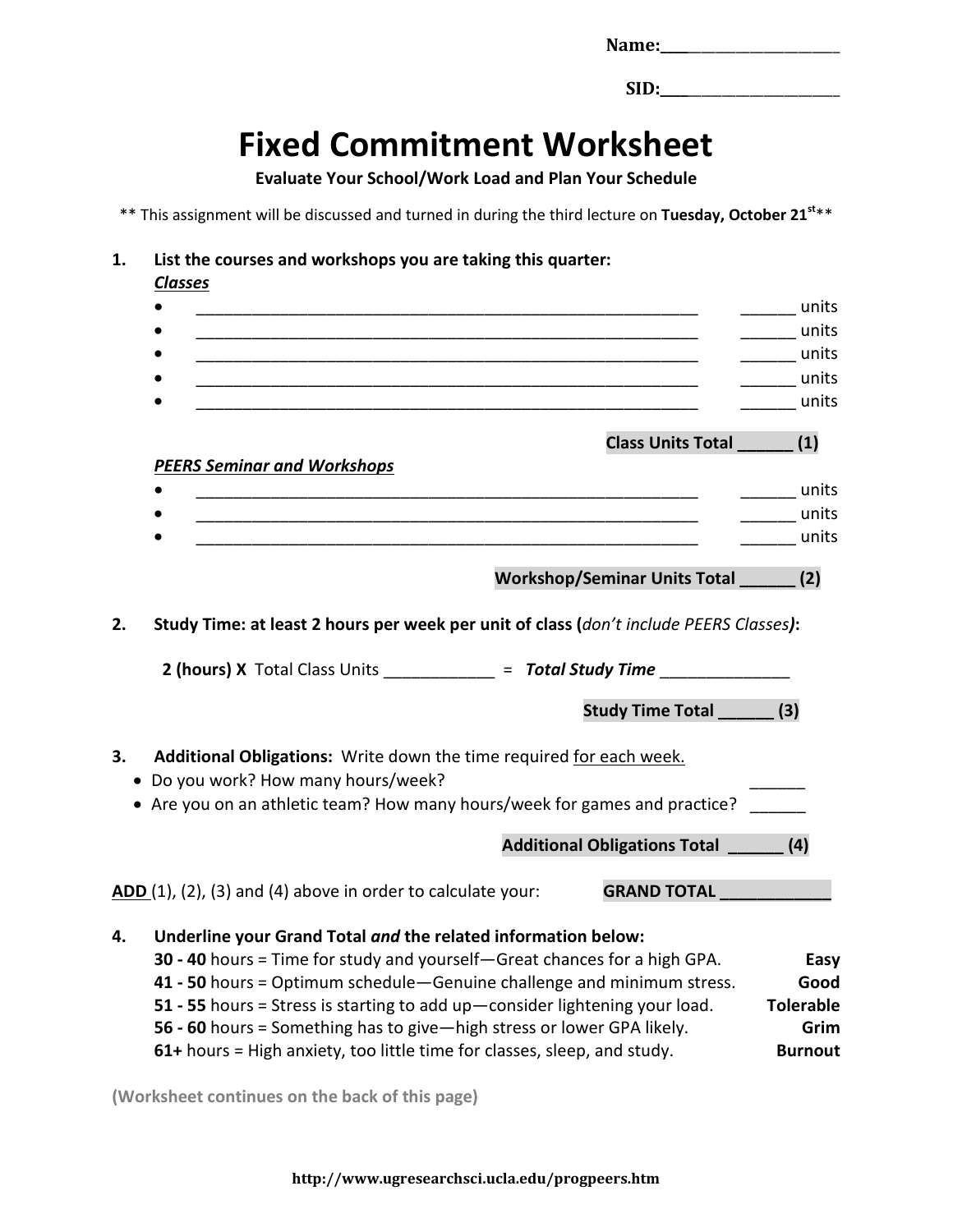Name:______________________

SID:______________________

# Fixed Commitment Worksheet

**Evaluate Your School/Work Load and Plan Your Schedule**

** This assignment will be discussed and turned in during the third lecture on **Tuesday, October 21st****

**1. List the courses and workshops you are taking this quarter:**

***Classes***

- __________________________________________________________ ______ units
- __________________________________________________________ ______ units
- __________________________________________________________ ______ units
- __________________________________________________________ ______ units
- __________________________________________________________ ______ units

**Class Units Total ______ (1)**

***PEERS Seminar and Workshops***

- __________________________________________________________ ______ units
- __________________________________________________________ ______ units
- __________________________________________________________ ______ units

**Workshop/Seminar Units Total ______ (2)**

**2. Study Time: at least 2 hours per week per unit of class (*don't include PEERS Classes*):**

**2 (hours) X** Total Class Units ____________ = ***Total Study Time*** ______________

**Study Time Total ______ (3)**

**3. Additional Obligations:** Write down the time required for each week.

- Do you work? How many hours/week? ______
- Are you on an athletic team? How many hours/week for games and practice? ______

**Additional Obligations Total ______ (4)**

**ADD** (1), (2), (3) and (4) above in order to calculate your: **GRAND TOTAL ____________**

**4. Underline your Grand Total *and* the related information below:**

**30 - 40** hours = Time for study and yourself—Great chances for a high GPA. **Easy**

**41 - 50** hours = Optimum schedule—Genuine challenge and minimum stress. **Good**

**51 - 55** hours = Stress is starting to add up—consider lightening your load. **Tolerable**

**56 - 60** hours = Something has to give—high stress or lower GPA likely. **Grim**

**61+** hours = High anxiety, too little time for classes, sleep, and study. **Burnout**

**(Worksheet continues on the back of this page)**

http://www.ugresearchsci.ucla.edu/progpeers.htm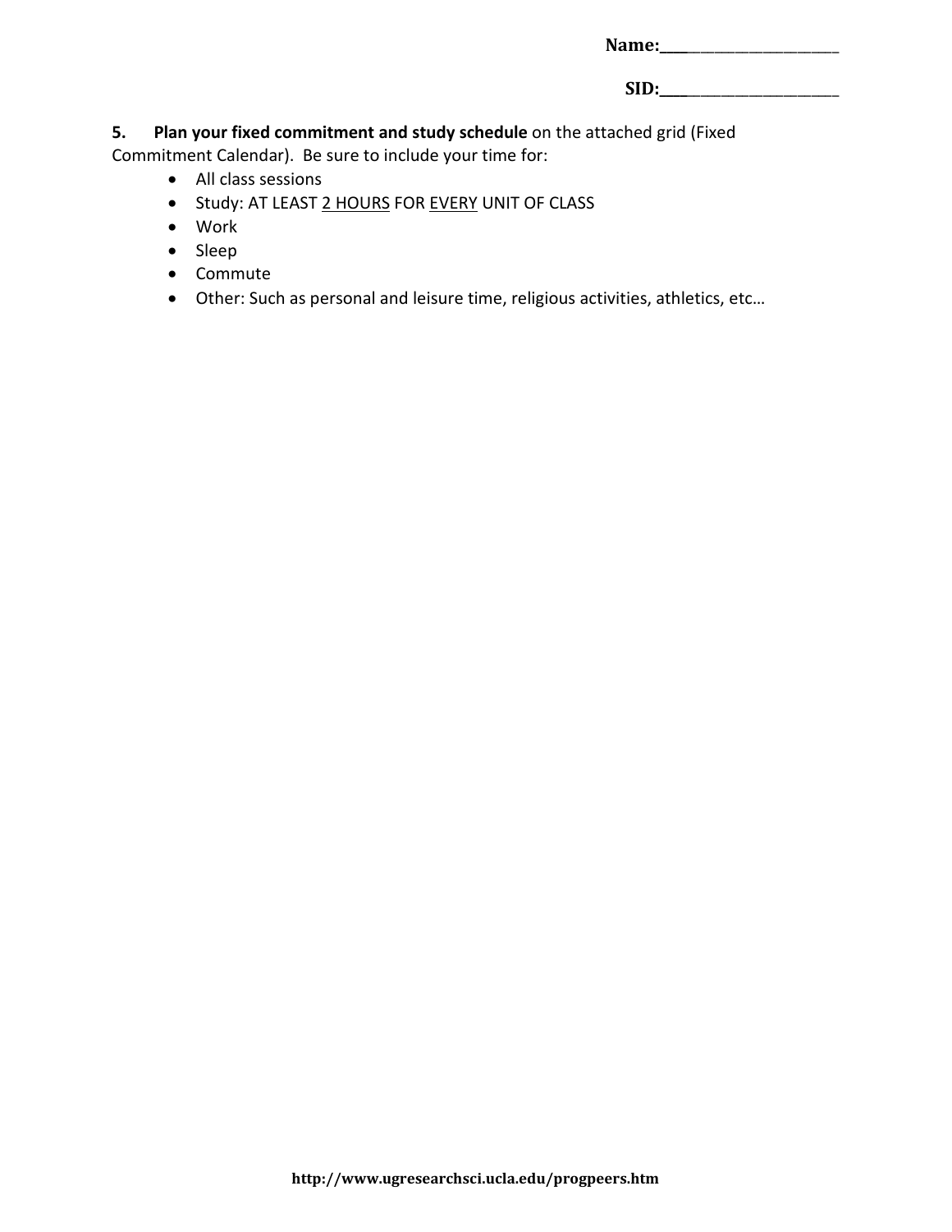Name:\_\_\_\_\_\_\_\_\_\_\_\_\_\_\_\_\_\_\_\_\_\_\_

SID:\_\_\_\_\_\_\_\_\_\_\_\_\_\_\_\_\_\_\_\_\_\_\_

**5. Plan your fixed commitment and study schedule** on the attached grid (Fixed Commitment Calendar). Be sure to include your time for:

- All class sessions
- Study: AT LEAST <u>2 HOURS</u> FOR <u>EVERY</u> UNIT OF CLASS
- Work
- Sleep
- Commute
- Other: Such as personal and leisure time, religious activities, athletics, etc…

**http://www.ugresearchsci.ucla.edu/progpeers.htm**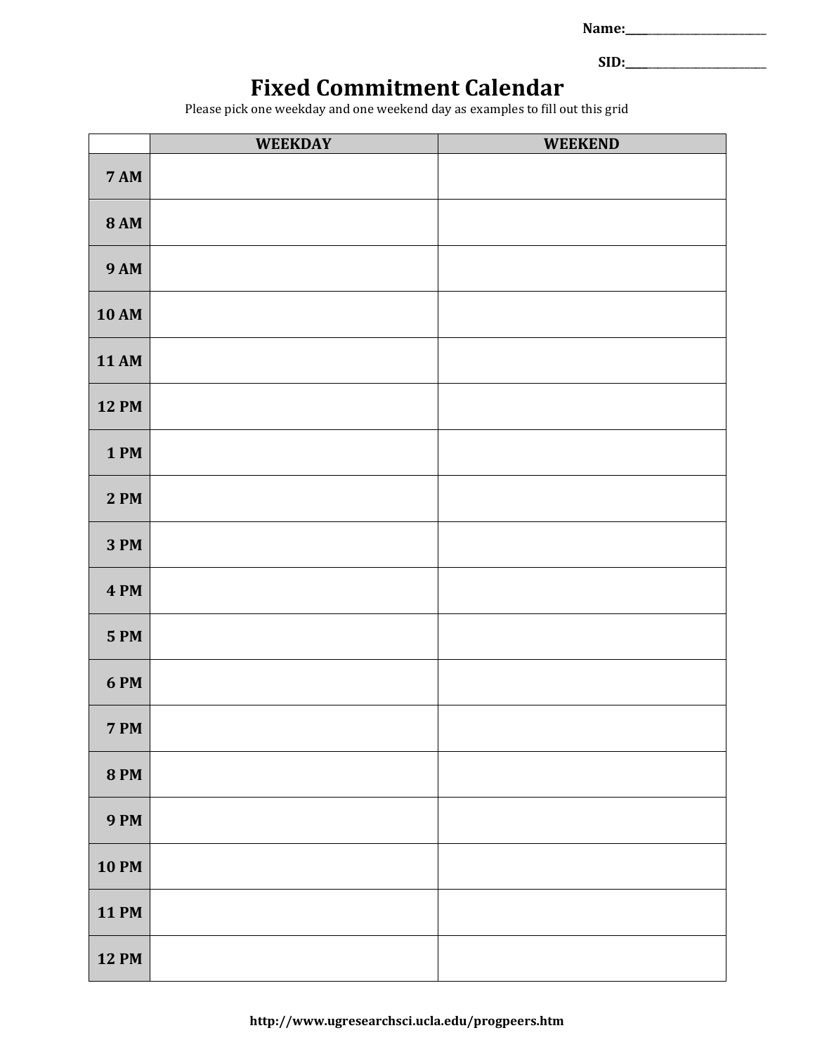Name:______________________

SID:______________________

# Fixed Commitment Calendar

Please pick one weekday and one weekend day as examples to fill out this grid

| | WEEKDAY | WEEKEND |
|---|---|---|
| 7 AM | | |
| 8 AM | | |
| 9 AM | | |
| 10 AM | | |
| 11 AM | | |
| 12 PM | | |
| 1 PM | | |
| 2 PM | | |
| 3 PM | | |
| 4 PM | | |
| 5 PM | | |
| 6 PM | | |
| 7 PM | | |
| 8 PM | | |
| 9 PM | | |
| 10 PM | | |
| 11 PM | | |
| 12 PM | | |

**http://www.ugresearchsci.ucla.edu/progpeers.htm**